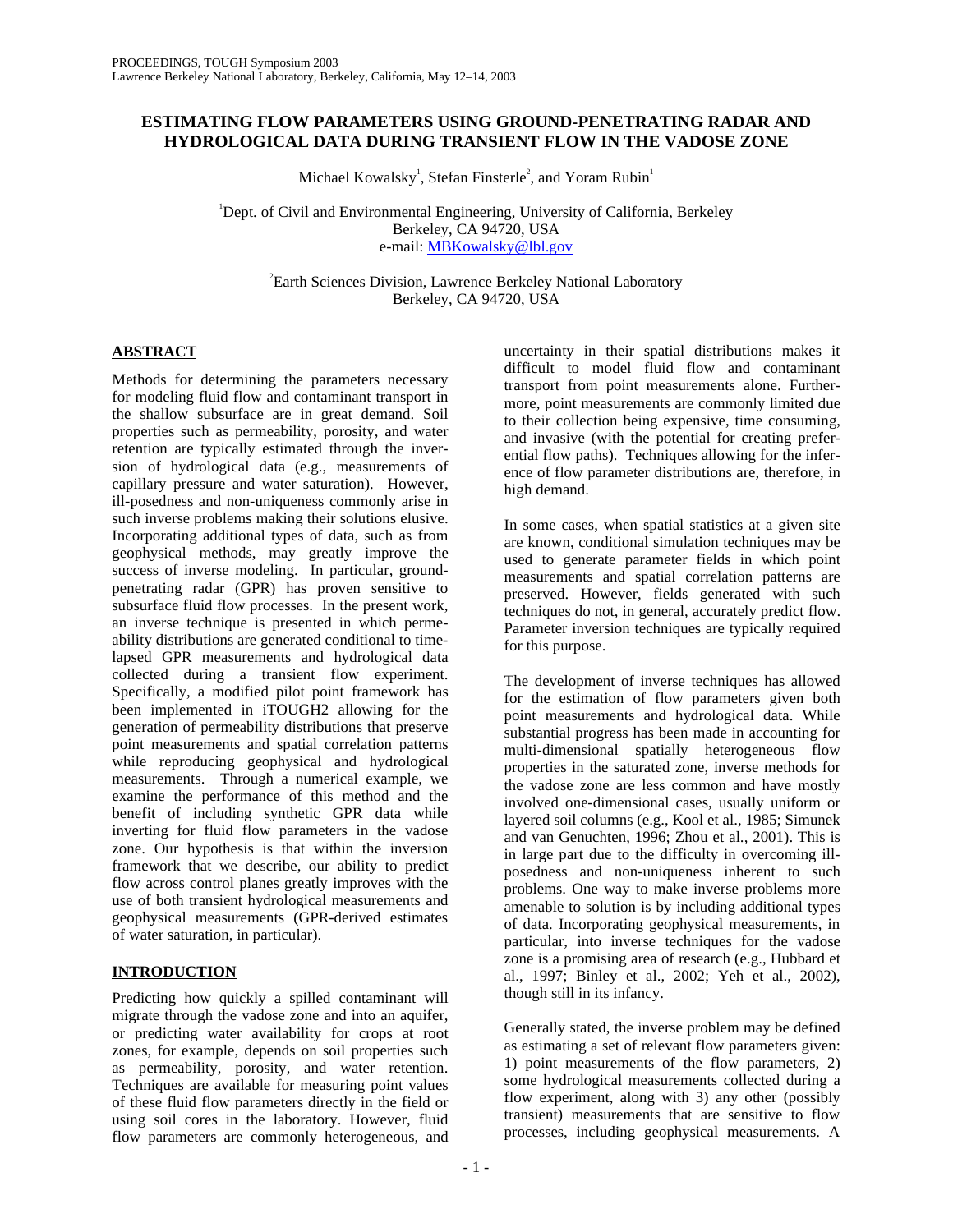# ESTIMATING FLOW PARAMETERS USING GROUND-PENETRATING RADAR AND HYDROLOGICAL DATA DURING TRANSIENT FLOW IN THE VADOSE ZONE

Michael Kowalsky[1], Stefan Finsterle[2], and Yoram Rubin[1]

[1]Dept. of Civil and Environmental Engineering, University of California, Berkeley
Berkeley, CA 94720, USA
e-mail: MBKowalsky@lbl.gov

[2]Earth Sciences Division, Lawrence Berkeley National Laboratory
Berkeley, CA 94720, USA

## ABSTRACT

Methods for determining the parameters necessary for modeling fluid flow and contaminant transport in the shallow subsurface are in great demand. Soil properties such as permeability, porosity, and water retention are typically estimated through the inversion of hydrological data (e.g., measurements of capillary pressure and water saturation). However, ill-posedness and non-uniqueness commonly arise in such inverse problems making their solutions elusive. Incorporating additional types of data, such as from geophysical methods, may greatly improve the success of inverse modeling. In particular, ground-penetrating radar (GPR) has proven sensitive to subsurface fluid flow processes. In the present work, an inverse technique is presented in which permeability distributions are generated conditional to time-lapsed GPR measurements and hydrological data collected during a transient flow experiment. Specifically, a modified pilot point framework has been implemented in iTOUGH2 allowing for the generation of permeability distributions that preserve point measurements and spatial correlation patterns while reproducing geophysical and hydrological measurements. Through a numerical example, we examine the performance of this method and the benefit of including synthetic GPR data while inverting for fluid flow parameters in the vadose zone. Our hypothesis is that within the inversion framework that we describe, our ability to predict flow across control planes greatly improves with the use of both transient hydrological measurements and geophysical measurements (GPR-derived estimates of water saturation, in particular).

## INTRODUCTION

Predicting how quickly a spilled contaminant will migrate through the vadose zone and into an aquifer, or predicting water availability for crops at root zones, for example, depends on soil properties such as permeability, porosity, and water retention. Techniques are available for measuring point values of these fluid flow parameters directly in the field or using soil cores in the laboratory. However, fluid flow parameters are commonly heterogeneous, and uncertainty in their spatial distributions makes it difficult to model fluid flow and contaminant transport from point measurements alone. Furthermore, point measurements are commonly limited due to their collection being expensive, time consuming, and invasive (with the potential for creating preferential flow paths). Techniques allowing for the inference of flow parameter distributions are, therefore, in high demand.

In some cases, when spatial statistics at a given site are known, conditional simulation techniques may be used to generate parameter fields in which point measurements and spatial correlation patterns are preserved. However, fields generated with such techniques do not, in general, accurately predict flow. Parameter inversion techniques are typically required for this purpose.

The development of inverse techniques has allowed for the estimation of flow parameters given both point measurements and hydrological data. While substantial progress has been made in accounting for multi-dimensional spatially heterogeneous flow properties in the saturated zone, inverse methods for the vadose zone are less common and have mostly involved one-dimensional cases, usually uniform or layered soil columns (e.g., Kool et al., 1985; Simunek and van Genuchten, 1996; Zhou et al., 2001). This is in large part due to the difficulty in overcoming ill-posedness and non-uniqueness inherent to such problems. One way to make inverse problems more amenable to solution is by including additional types of data. Incorporating geophysical measurements, in particular, into inverse techniques for the vadose zone is a promising area of research (e.g., Hubbard et al., 1997; Binley et al., 2002; Yeh et al., 2002), though still in its infancy.

Generally stated, the inverse problem may be defined as estimating a set of relevant flow parameters given: 1) point measurements of the flow parameters, 2) some hydrological measurements collected during a flow experiment, along with 3) any other (possibly transient) measurements that are sensitive to flow processes, including geophysical measurements. A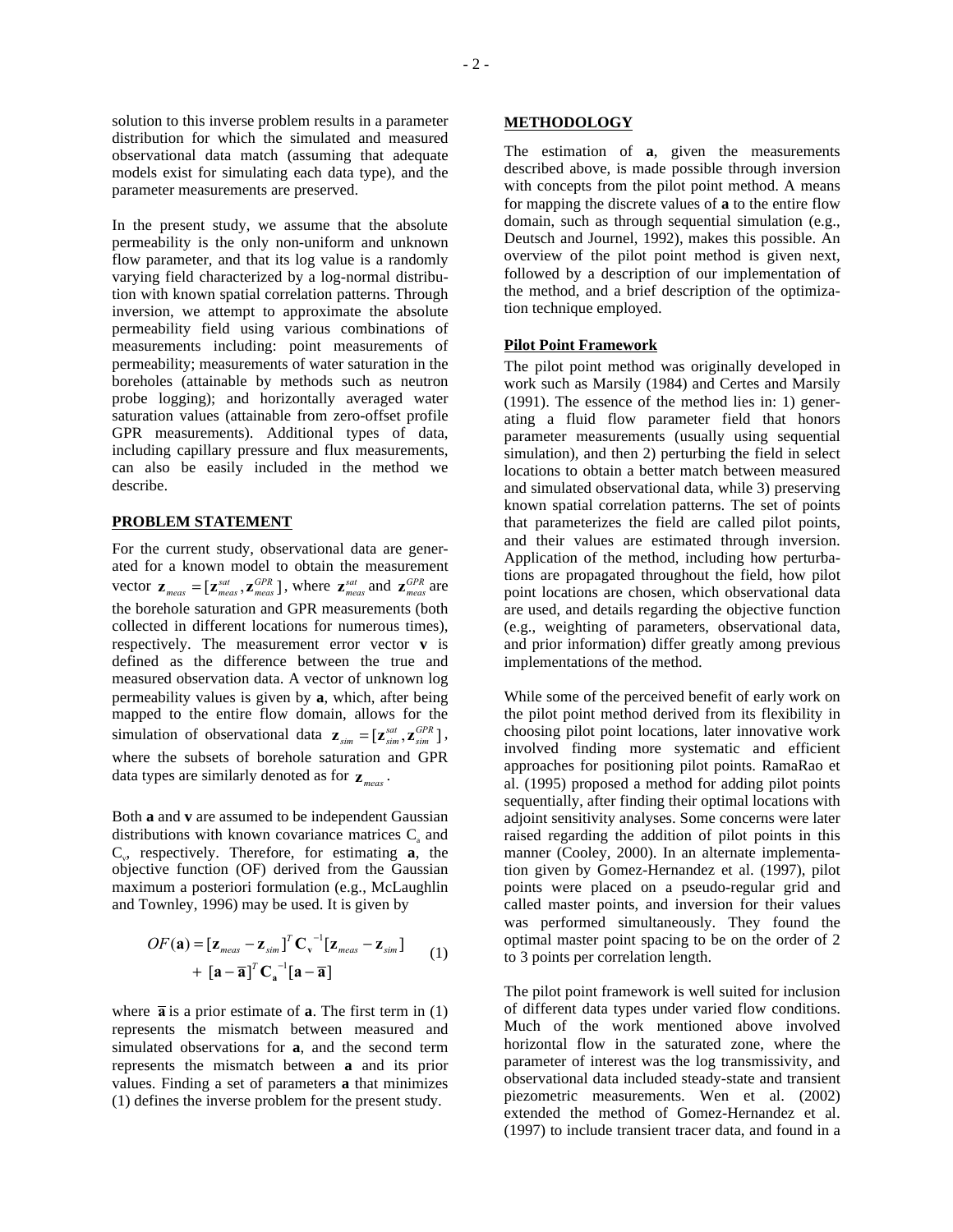solution to this inverse problem results in a parameter distribution for which the simulated and measured observational data match (assuming that adequate models exist for simulating each data type), and the parameter measurements are preserved.

In the present study, we assume that the absolute permeability is the only non-uniform and unknown flow parameter, and that its log value is a randomly varying field characterized by a log-normal distribution with known spatial correlation patterns. Through inversion, we attempt to approximate the absolute permeability field using various combinations of measurements including: point measurements of permeability; measurements of water saturation in the boreholes (attainable by methods such as neutron probe logging); and horizontally averaged water saturation values (attainable from zero-offset profile GPR measurements). Additional types of data, including capillary pressure and flux measurements, can also be easily included in the method we describe.

## PROBLEM STATEMENT

For the current study, observational data are generated for a known model to obtain the measurement vector $\mathbf{z}_{meas} = [\mathbf{z}_{meas}^{sat}, \mathbf{z}_{meas}^{GPR}]$, where $\mathbf{z}_{meas}^{sat}$ and $\mathbf{z}_{meas}^{GPR}$ are the borehole saturation and GPR measurements (both collected in different locations for numerous times), respectively. The measurement error vector **v** is defined as the difference between the true and measured observation data. A vector of unknown log permeability values is given by **a**, which, after being mapped to the entire flow domain, allows for the simulation of observational data $\mathbf{z}_{sim} = [\mathbf{z}_{sim}^{sat}, \mathbf{z}_{sim}^{GPR}]$, where the subsets of borehole saturation and GPR data types are similarly denoted as for $\mathbf{z}_{meas}$.

Both **a** and **v** are assumed to be independent Gaussian distributions with known covariance matrices $C_a$ and $C_v$, respectively. Therefore, for estimating **a**, the objective function (OF) derived from the Gaussian maximum a posteriori formulation (e.g., McLaughlin and Townley, 1996) may be used. It is given by

$$OF(\mathbf{a}) = [\mathbf{z}_{meas} - \mathbf{z}_{sim}]^T \mathbf{C}_{\mathbf{v}}^{-1} [\mathbf{z}_{meas} - \mathbf{z}_{sim}] + [\mathbf{a} - \overline{\mathbf{a}}]^T \mathbf{C}_{\mathbf{a}}^{-1} [\mathbf{a} - \overline{\mathbf{a}}] \qquad (1)$$

where $\overline{\mathbf{a}}$ is a prior estimate of **a**. The first term in (1) represents the mismatch between measured and simulated observations for **a**, and the second term represents the mismatch between **a** and its prior values. Finding a set of parameters **a** that minimizes (1) defines the inverse problem for the present study.

## METHODOLOGY

The estimation of **a**, given the measurements described above, is made possible through inversion with concepts from the pilot point method. A means for mapping the discrete values of **a** to the entire flow domain, such as through sequential simulation (e.g., Deutsch and Journel, 1992), makes this possible. An overview of the pilot point method is given next, followed by a description of our implementation of the method, and a brief description of the optimization technique employed.

### Pilot Point Framework

The pilot point method was originally developed in work such as Marsily (1984) and Certes and Marsily (1991). The essence of the method lies in: 1) generating a fluid flow parameter field that honors parameter measurements (usually using sequential simulation), and then 2) perturbing the field in select locations to obtain a better match between measured and simulated observational data, while 3) preserving known spatial correlation patterns. The set of points that parameterizes the field are called pilot points, and their values are estimated through inversion. Application of the method, including how perturbations are propagated throughout the field, how pilot point locations are chosen, which observational data are used, and details regarding the objective function (e.g., weighting of parameters, observational data, and prior information) differ greatly among previous implementations of the method.

While some of the perceived benefit of early work on the pilot point method derived from its flexibility in choosing pilot point locations, later innovative work involved finding more systematic and efficient approaches for positioning pilot points. RamaRao et al. (1995) proposed a method for adding pilot points sequentially, after finding their optimal locations with adjoint sensitivity analyses. Some concerns were later raised regarding the addition of pilot points in this manner (Cooley, 2000). In an alternate implementation given by Gomez-Hernandez et al. (1997), pilot points were placed on a pseudo-regular grid and called master points, and inversion for their values was performed simultaneously. They found the optimal master point spacing to be on the order of 2 to 3 points per correlation length.

The pilot point framework is well suited for inclusion of different data types under varied flow conditions. Much of the work mentioned above involved horizontal flow in the saturated zone, where the parameter of interest was the log transmissivity, and observational data included steady-state and transient piezometric measurements. Wen et al. (2002) extended the method of Gomez-Hernandez et al. (1997) to include transient tracer data, and found in a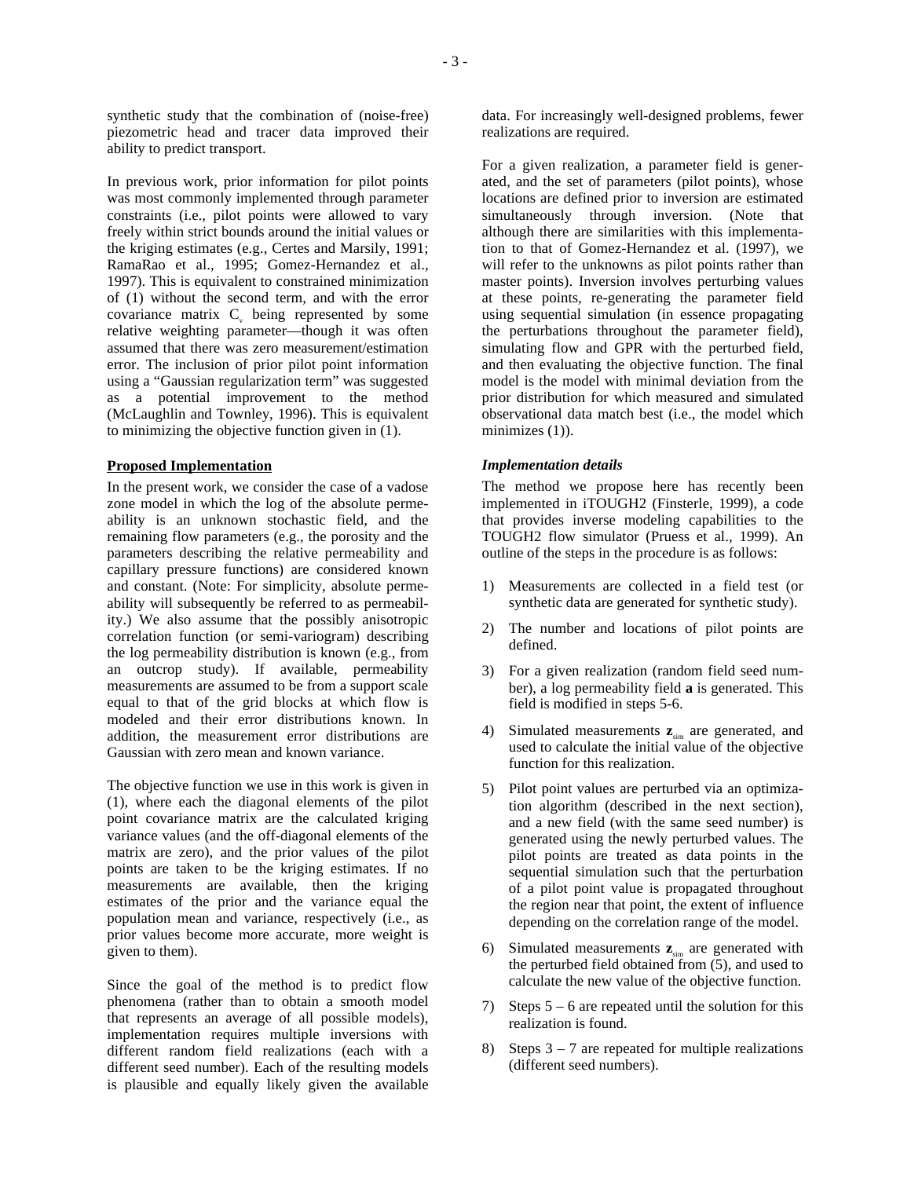synthetic study that the combination of (noise-free) piezometric head and tracer data improved their ability to predict transport.

In previous work, prior information for pilot points was most commonly implemented through parameter constraints (i.e., pilot points were allowed to vary freely within strict bounds around the initial values or the kriging estimates (e.g., Certes and Marsily, 1991; RamaRao et al., 1995; Gomez-Hernandez et al., 1997). This is equivalent to constrained minimization of (1) without the second term, and with the error covariance matrix $C_v$ being represented by some relative weighting parameter—though it was often assumed that there was zero measurement/estimation error. The inclusion of prior pilot point information using a "Gaussian regularization term" was suggested as a potential improvement to the method (McLaughlin and Townley, 1996). This is equivalent to minimizing the objective function given in (1).

**Proposed Implementation**

In the present work, we consider the case of a vadose zone model in which the log of the absolute permeability is an unknown stochastic field, and the remaining flow parameters (e.g., the porosity and the parameters describing the relative permeability and capillary pressure functions) are considered known and constant. (Note: For simplicity, absolute permeability will subsequently be referred to as permeability.) We also assume that the possibly anisotropic correlation function (or semi-variogram) describing the log permeability distribution is known (e.g., from an outcrop study). If available, permeability measurements are assumed to be from a support scale equal to that of the grid blocks at which flow is modeled and their error distributions known. In addition, the measurement error distributions are Gaussian with zero mean and known variance.

The objective function we use in this work is given in (1), where each the diagonal elements of the pilot point covariance matrix are the calculated kriging variance values (and the off-diagonal elements of the matrix are zero), and the prior values of the pilot points are taken to be the kriging estimates. If no measurements are available, then the kriging estimates of the prior and the variance equal the population mean and variance, respectively (i.e., as prior values become more accurate, more weight is given to them).

Since the goal of the method is to predict flow phenomena (rather than to obtain a smooth model that represents an average of all possible models), implementation requires multiple inversions with different random field realizations (each with a different seed number). Each of the resulting models is plausible and equally likely given the available data. For increasingly well-designed problems, fewer realizations are required.

For a given realization, a parameter field is generated, and the set of parameters (pilot points), whose locations are defined prior to inversion are estimated simultaneously through inversion. (Note that although there are similarities with this implementation to that of Gomez-Hernandez et al. (1997), we will refer to the unknowns as pilot points rather than master points). Inversion involves perturbing values at these points, re-generating the parameter field using sequential simulation (in essence propagating the perturbations throughout the parameter field), simulating flow and GPR with the perturbed field, and then evaluating the objective function. The final model is the model with minimal deviation from the prior distribution for which measured and simulated observational data match best (i.e., the model which minimizes (1)).

***Implementation details***

The method we propose here has recently been implemented in iTOUGH2 (Finsterle, 1999), a code that provides inverse modeling capabilities to the TOUGH2 flow simulator (Pruess et al., 1999). An outline of the steps in the procedure is as follows:

1) Measurements are collected in a field test (or synthetic data are generated for synthetic study).
2) The number and locations of pilot points are defined.
3) For a given realization (random field seed number), a log permeability field $\mathbf{a}$ is generated. This field is modified in steps 5-6.
4) Simulated measurements $\mathbf{z}_{sim}$ are generated, and used to calculate the initial value of the objective function for this realization.
5) Pilot point values are perturbed via an optimization algorithm (described in the next section), and a new field (with the same seed number) is generated using the newly perturbed values. The pilot points are treated as data points in the sequential simulation such that the perturbation of a pilot point value is propagated throughout the region near that point, the extent of influence depending on the correlation range of the model.
6) Simulated measurements $\mathbf{z}_{sim}$ are generated with the perturbed field obtained from (5), and used to calculate the new value of the objective function.
7) Steps 5 – 6 are repeated until the solution for this realization is found.
8) Steps 3 – 7 are repeated for multiple realizations (different seed numbers).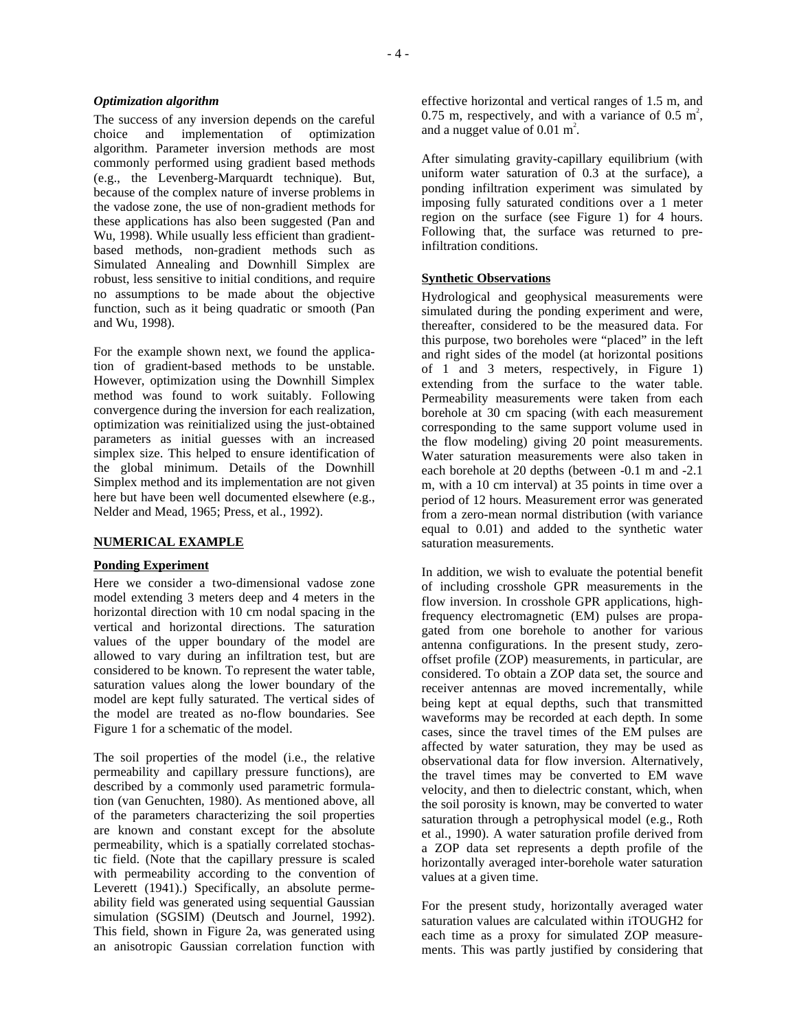### *Optimization algorithm*

The success of any inversion depends on the careful choice and implementation of optimization algorithm. Parameter inversion methods are most commonly performed using gradient based methods (e.g., the Levenberg-Marquardt technique). But, because of the complex nature of inverse problems in the vadose zone, the use of non-gradient methods for these applications has also been suggested (Pan and Wu, 1998). While usually less efficient than gradient-based methods, non-gradient methods such as Simulated Annealing and Downhill Simplex are robust, less sensitive to initial conditions, and require no assumptions to be made about the objective function, such as it being quadratic or smooth (Pan and Wu, 1998).

For the example shown next, we found the application of gradient-based methods to be unstable. However, optimization using the Downhill Simplex method was found to work suitably. Following convergence during the inversion for each realization, optimization was reinitialized using the just-obtained parameters as initial guesses with an increased simplex size. This helped to ensure identification of the global minimum. Details of the Downhill Simplex method and its implementation are not given here but have been well documented elsewhere (e.g., Nelder and Mead, 1965; Press, et al., 1992).

## NUMERICAL EXAMPLE

### Ponding Experiment

Here we consider a two-dimensional vadose zone model extending 3 meters deep and 4 meters in the horizontal direction with 10 cm nodal spacing in the vertical and horizontal directions. The saturation values of the upper boundary of the model are allowed to vary during an infiltration test, but are considered to be known. To represent the water table, saturation values along the lower boundary of the model are kept fully saturated. The vertical sides of the model are treated as no-flow boundaries. See Figure 1 for a schematic of the model.

The soil properties of the model (i.e., the relative permeability and capillary pressure functions), are described by a commonly used parametric formulation (van Genuchten, 1980). As mentioned above, all of the parameters characterizing the soil properties are known and constant except for the absolute permeability, which is a spatially correlated stochastic field. (Note that the capillary pressure is scaled with permeability according to the convention of Leverett (1941).) Specifically, an absolute permeability field was generated using sequential Gaussian simulation (SGSIM) (Deutsch and Journel, 1992). This field, shown in Figure 2a, was generated using an anisotropic Gaussian correlation function with effective horizontal and vertical ranges of 1.5 m, and 0.75 m, respectively, and with a variance of 0.5 $m^2$, and a nugget value of 0.01 $m^2$.

After simulating gravity-capillary equilibrium (with uniform water saturation of 0.3 at the surface), a ponding infiltration experiment was simulated by imposing fully saturated conditions over a 1 meter region on the surface (see Figure 1) for 4 hours. Following that, the surface was returned to pre-infiltration conditions.

### Synthetic Observations

Hydrological and geophysical measurements were simulated during the ponding experiment and were, thereafter, considered to be the measured data. For this purpose, two boreholes were "placed" in the left and right sides of the model (at horizontal positions of 1 and 3 meters, respectively, in Figure 1) extending from the surface to the water table. Permeability measurements were taken from each borehole at 30 cm spacing (with each measurement corresponding to the same support volume used in the flow modeling) giving 20 point measurements. Water saturation measurements were also taken in each borehole at 20 depths (between -0.1 m and -2.1 m, with a 10 cm interval) at 35 points in time over a period of 12 hours. Measurement error was generated from a zero-mean normal distribution (with variance equal to 0.01) and added to the synthetic water saturation measurements.

In addition, we wish to evaluate the potential benefit of including crosshole GPR measurements in the flow inversion. In crosshole GPR applications, high-frequency electromagnetic (EM) pulses are propagated from one borehole to another for various antenna configurations. In the present study, zero-offset profile (ZOP) measurements, in particular, are considered. To obtain a ZOP data set, the source and receiver antennas are moved incrementally, while being kept at equal depths, such that transmitted waveforms may be recorded at each depth. In some cases, since the travel times of the EM pulses are affected by water saturation, they may be used as observational data for flow inversion. Alternatively, the travel times may be converted to EM wave velocity, and then to dielectric constant, which, when the soil porosity is known, may be converted to water saturation through a petrophysical model (e.g., Roth et al., 1990). A water saturation profile derived from a ZOP data set represents a depth profile of the horizontally averaged inter-borehole water saturation values at a given time.

For the present study, horizontally averaged water saturation values are calculated within iTOUGH2 for each time as a proxy for simulated ZOP measurements. This was partly justified by considering that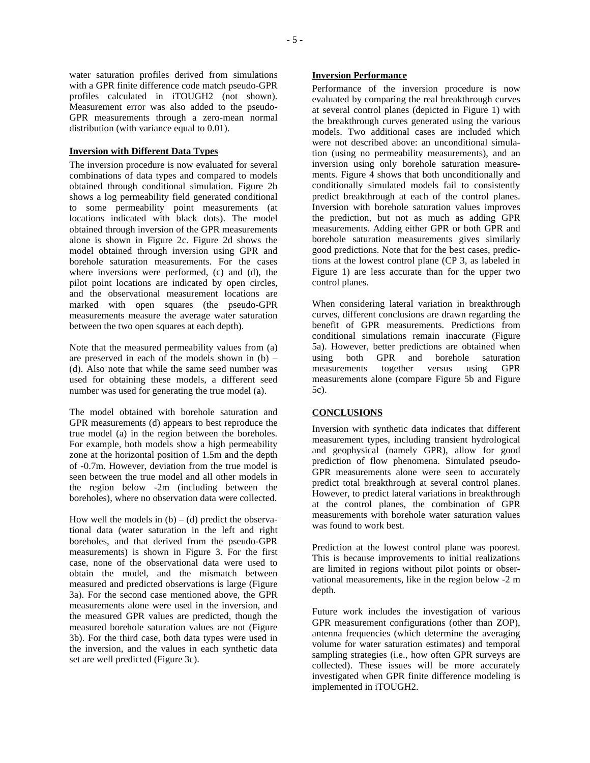water saturation profiles derived from simulations with a GPR finite difference code match pseudo-GPR profiles calculated in iTOUGH2 (not shown). Measurement error was also added to the pseudo-GPR measurements through a zero-mean normal distribution (with variance equal to 0.01).

**Inversion with Different Data Types**

The inversion procedure is now evaluated for several combinations of data types and compared to models obtained through conditional simulation. Figure 2b shows a log permeability field generated conditional to some permeability point measurements (at locations indicated with black dots). The model obtained through inversion of the GPR measurements alone is shown in Figure 2c. Figure 2d shows the model obtained through inversion using GPR and borehole saturation measurements. For the cases where inversions were performed, (c) and (d), the pilot point locations are indicated by open circles, and the observational measurement locations are marked with open squares (the pseudo-GPR measurements measure the average water saturation between the two open squares at each depth).

Note that the measured permeability values from (a) are preserved in each of the models shown in (b) – (d). Also note that while the same seed number was used for obtaining these models, a different seed number was used for generating the true model (a).

The model obtained with borehole saturation and GPR measurements (d) appears to best reproduce the true model (a) in the region between the boreholes. For example, both models show a high permeability zone at the horizontal position of 1.5m and the depth of -0.7m. However, deviation from the true model is seen between the true model and all other models in the region below -2m (including between the boreholes), where no observation data were collected.

How well the models in (b) – (d) predict the observational data (water saturation in the left and right boreholes, and that derived from the pseudo-GPR measurements) is shown in Figure 3. For the first case, none of the observational data were used to obtain the model, and the mismatch between measured and predicted observations is large (Figure 3a). For the second case mentioned above, the GPR measurements alone were used in the inversion, and the measured GPR values are predicted, though the measured borehole saturation values are not (Figure 3b). For the third case, both data types were used in the inversion, and the values in each synthetic data set are well predicted (Figure 3c).

**Inversion Performance**

Performance of the inversion procedure is now evaluated by comparing the real breakthrough curves at several control planes (depicted in Figure 1) with the breakthrough curves generated using the various models. Two additional cases are included which were not described above: an unconditional simulation (using no permeability measurements), and an inversion using only borehole saturation measurements. Figure 4 shows that both unconditionally and conditionally simulated models fail to consistently predict breakthrough at each of the control planes. Inversion with borehole saturation values improves the prediction, but not as much as adding GPR measurements. Adding either GPR or both GPR and borehole saturation measurements gives similarly good predictions. Note that for the best cases, predictions at the lowest control plane (CP 3, as labeled in Figure 1) are less accurate than for the upper two control planes.

When considering lateral variation in breakthrough curves, different conclusions are drawn regarding the benefit of GPR measurements. Predictions from conditional simulations remain inaccurate (Figure 5a). However, better predictions are obtained when using both GPR and borehole saturation measurements together versus using GPR measurements alone (compare Figure 5b and Figure 5c).

## CONCLUSIONS

Inversion with synthetic data indicates that different measurement types, including transient hydrological and geophysical (namely GPR), allow for good prediction of flow phenomena. Simulated pseudo-GPR measurements alone were seen to accurately predict total breakthrough at several control planes. However, to predict lateral variations in breakthrough at the control planes, the combination of GPR measurements with borehole water saturation values was found to work best.

Prediction at the lowest control plane was poorest. This is because improvements to initial realizations are limited in regions without pilot points or observational measurements, like in the region below -2 m depth.

Future work includes the investigation of various GPR measurement configurations (other than ZOP), antenna frequencies (which determine the averaging volume for water saturation estimates) and temporal sampling strategies (i.e., how often GPR surveys are collected). These issues will be more accurately investigated when GPR finite difference modeling is implemented in iTOUGH2.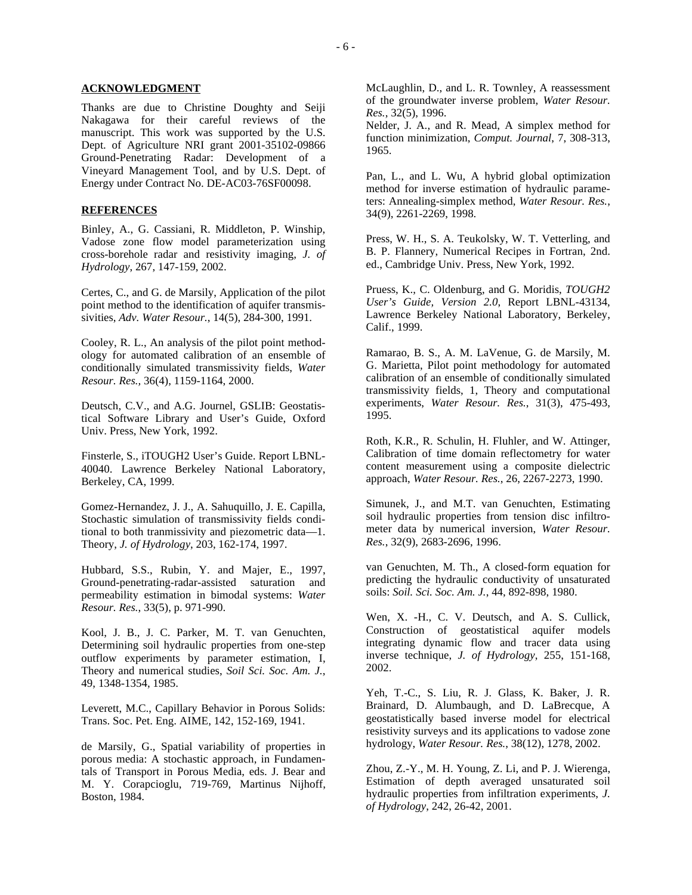## ACKNOWLEDGMENT

Thanks are due to Christine Doughty and Seiji Nakagawa for their careful reviews of the manuscript. This work was supported by the U.S. Dept. of Agriculture NRI grant 2001-35102-09866 Ground-Penetrating Radar: Development of a Vineyard Management Tool, and by U.S. Dept. of Energy under Contract No. DE-AC03-76SF00098.

## REFERENCES

Binley, A., G. Cassiani, R. Middleton, P. Winship, Vadose zone flow model parameterization using cross-borehole radar and resistivity imaging, *J. of Hydrology*, 267, 147-159, 2002.

Certes, C., and G. de Marsily, Application of the pilot point method to the identification of aquifer transmissivities, *Adv. Water Resour.*, 14(5), 284-300, 1991.

Cooley, R. L., An analysis of the pilot point methodology for automated calibration of an ensemble of conditionally simulated transmissivity fields, *Water Resour. Res.*, 36(4), 1159-1164, 2000.

Deutsch, C.V., and A.G. Journel, GSLIB: Geostatistical Software Library and User's Guide, Oxford Univ. Press, New York, 1992.

Finsterle, S., iTOUGH2 User's Guide. Report LBNL-40040. Lawrence Berkeley National Laboratory, Berkeley, CA, 1999.

Gomez-Hernandez, J. J., A. Sahuquillo, J. E. Capilla, Stochastic simulation of transmissivity fields conditional to both tranmissivity and piezometric data—1. Theory, *J. of Hydrology*, 203, 162-174, 1997.

Hubbard, S.S., Rubin, Y. and Majer, E., 1997, Ground-penetrating-radar-assisted saturation and permeability estimation in bimodal systems: *Water Resour. Res.*, 33(5), p. 971-990.

Kool, J. B., J. C. Parker, M. T. van Genuchten, Determining soil hydraulic properties from one-step outflow experiments by parameter estimation, I, Theory and numerical studies, *Soil Sci. Soc. Am. J.*, 49, 1348-1354, 1985.

Leverett, M.C., Capillary Behavior in Porous Solids: Trans. Soc. Pet. Eng. AIME, 142, 152-169, 1941.

de Marsily, G., Spatial variability of properties in porous media: A stochastic approach, in Fundamentals of Transport in Porous Media, eds. J. Bear and M. Y. Corapcioglu, 719-769, Martinus Nijhoff, Boston, 1984.

McLaughlin, D., and L. R. Townley, A reassessment of the groundwater inverse problem, *Water Resour. Res.*, 32(5), 1996.

Nelder, J. A., and R. Mead, A simplex method for function minimization, *Comput. Journal*, 7, 308-313, 1965.

Pan, L., and L. Wu, A hybrid global optimization method for inverse estimation of hydraulic parameters: Annealing-simplex method, *Water Resour. Res.*, 34(9), 2261-2269, 1998.

Press, W. H., S. A. Teukolsky, W. T. Vetterling, and B. P. Flannery, Numerical Recipes in Fortran, 2nd. ed., Cambridge Univ. Press, New York, 1992.

Pruess, K., C. Oldenburg, and G. Moridis, *TOUGH2 User's Guide, Version 2.0*, Report LBNL-43134, Lawrence Berkeley National Laboratory, Berkeley, Calif., 1999.

Ramarao, B. S., A. M. LaVenue, G. de Marsily, M. G. Marietta, Pilot point methodology for automated calibration of an ensemble of conditionally simulated transmissivity fields, 1, Theory and computational experiments, *Water Resour. Res.*, 31(3), 475-493, 1995.

Roth, K.R., R. Schulin, H. Fluhler, and W. Attinger, Calibration of time domain reflectometry for water content measurement using a composite dielectric approach, *Water Resour. Res.*, 26, 2267-2273, 1990.

Simunek, J., and M.T. van Genuchten, Estimating soil hydraulic properties from tension disc infiltrometer data by numerical inversion, *Water Resour. Res.*, 32(9), 2683-2696, 1996.

van Genuchten, M. Th., A closed-form equation for predicting the hydraulic conductivity of unsaturated soils: *Soil. Sci. Soc. Am. J.*, 44, 892-898, 1980.

Wen, X. -H., C. V. Deutsch, and A. S. Cullick, Construction of geostatistical aquifer models integrating dynamic flow and tracer data using inverse technique, *J. of Hydrology*, 255, 151-168, 2002.

Yeh, T.-C., S. Liu, R. J. Glass, K. Baker, J. R. Brainard, D. Alumbaugh, and D. LaBrecque, A geostatistically based inverse model for electrical resistivity surveys and its applications to vadose zone hydrology, *Water Resour. Res.*, 38(12), 1278, 2002.

Zhou, Z.-Y., M. H. Young, Z. Li, and P. J. Wierenga, Estimation of depth averaged unsaturated soil hydraulic properties from infiltration experiments, *J. of Hydrology*, 242, 26-42, 2001.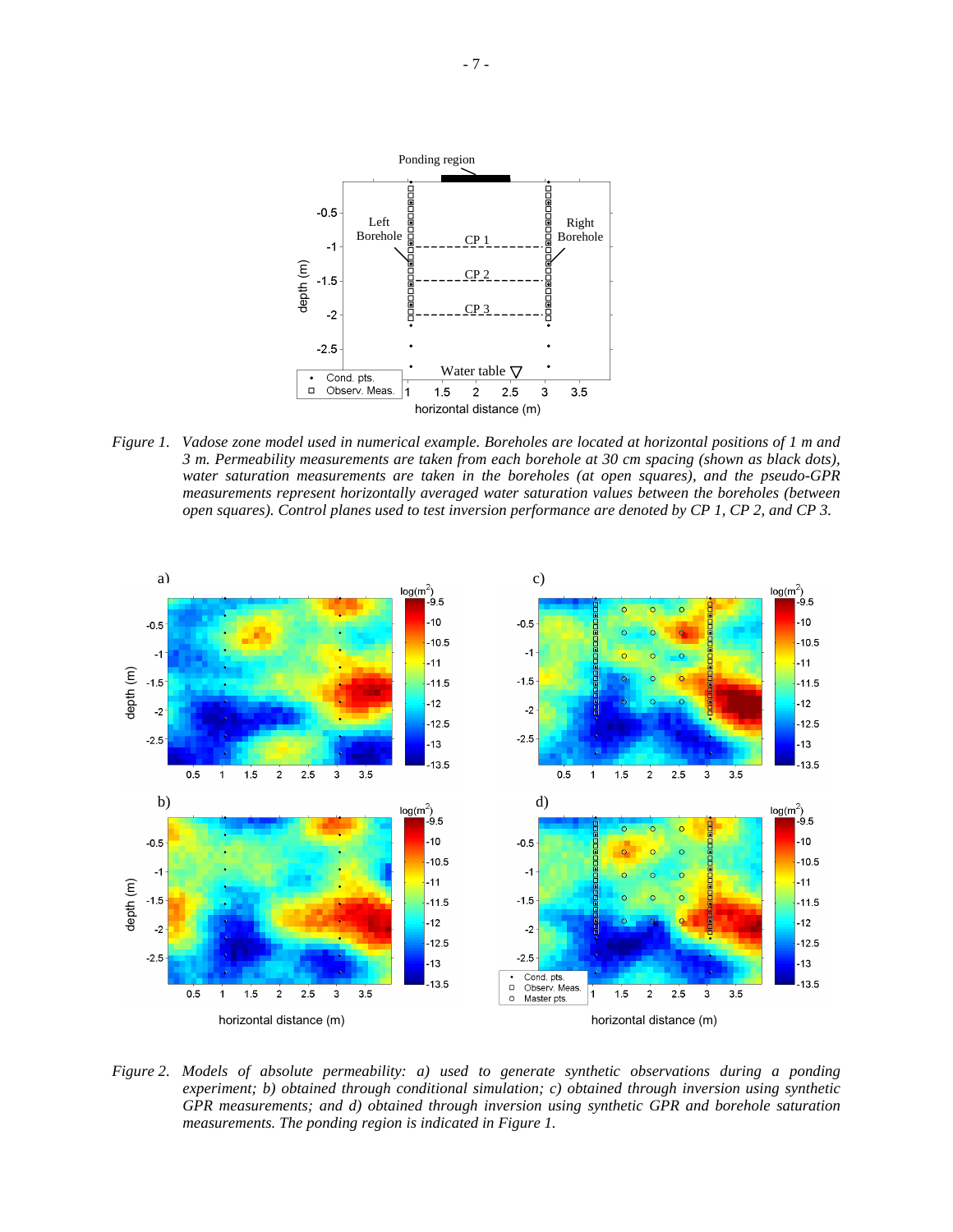*Figure 1. Vadose zone model used in numerical example. Boreholes are located at horizontal positions of 1 m and 3 m. Permeability measurements are taken from each borehole at 30 cm spacing (shown as black dots), water saturation measurements are taken in the boreholes (at open squares), and the pseudo-GPR measurements represent horizontally averaged water saturation values between the boreholes (between open squares). Control planes used to test inversion performance are denoted by CP 1, CP 2, and CP 3.*

*Figure 2. Models of absolute permeability: a) used to generate synthetic observations during a ponding experiment; b) obtained through conditional simulation; c) obtained through inversion using synthetic GPR measurements; and d) obtained through inversion using synthetic GPR and borehole saturation measurements. The ponding region is indicated in Figure 1.*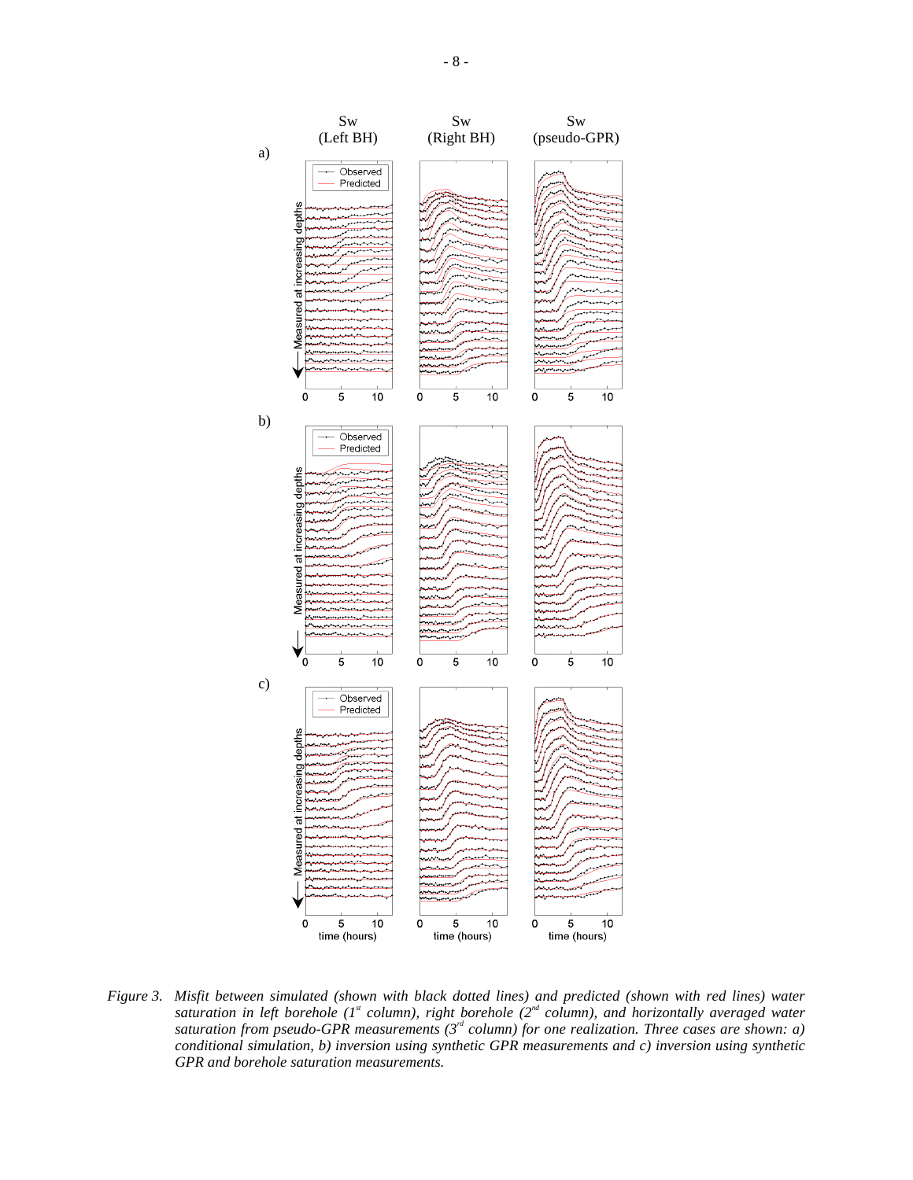*Figure 3. Misfit between simulated (shown with black dotted lines) and predicted (shown with red lines) water saturation in left borehole (1st column), right borehole (2nd column), and horizontally averaged water saturation from pseudo-GPR measurements (3rd column) for one realization. Three cases are shown: a) conditional simulation, b) inversion using synthetic GPR measurements and c) inversion using synthetic GPR and borehole saturation measurements.*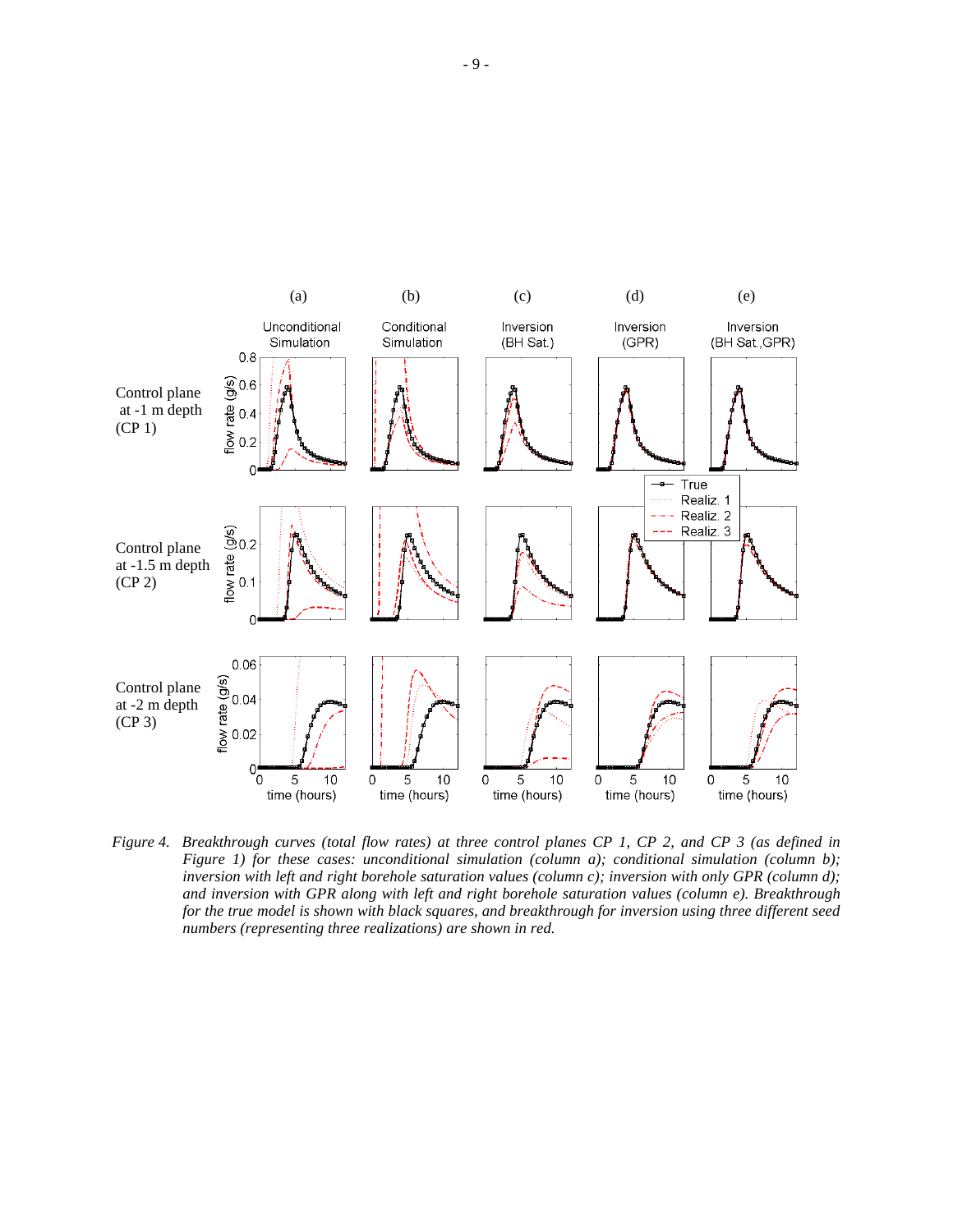*Figure 4. Breakthrough curves (total flow rates) at three control planes CP 1, CP 2, and CP 3 (as defined in Figure 1) for these cases: unconditional simulation (column a); conditional simulation (column b); inversion with left and right borehole saturation values (column c); inversion with only GPR (column d); and inversion with GPR along with left and right borehole saturation values (column e). Breakthrough for the true model is shown with black squares, and breakthrough for inversion using three different seed numbers (representing three realizations) are shown in red.*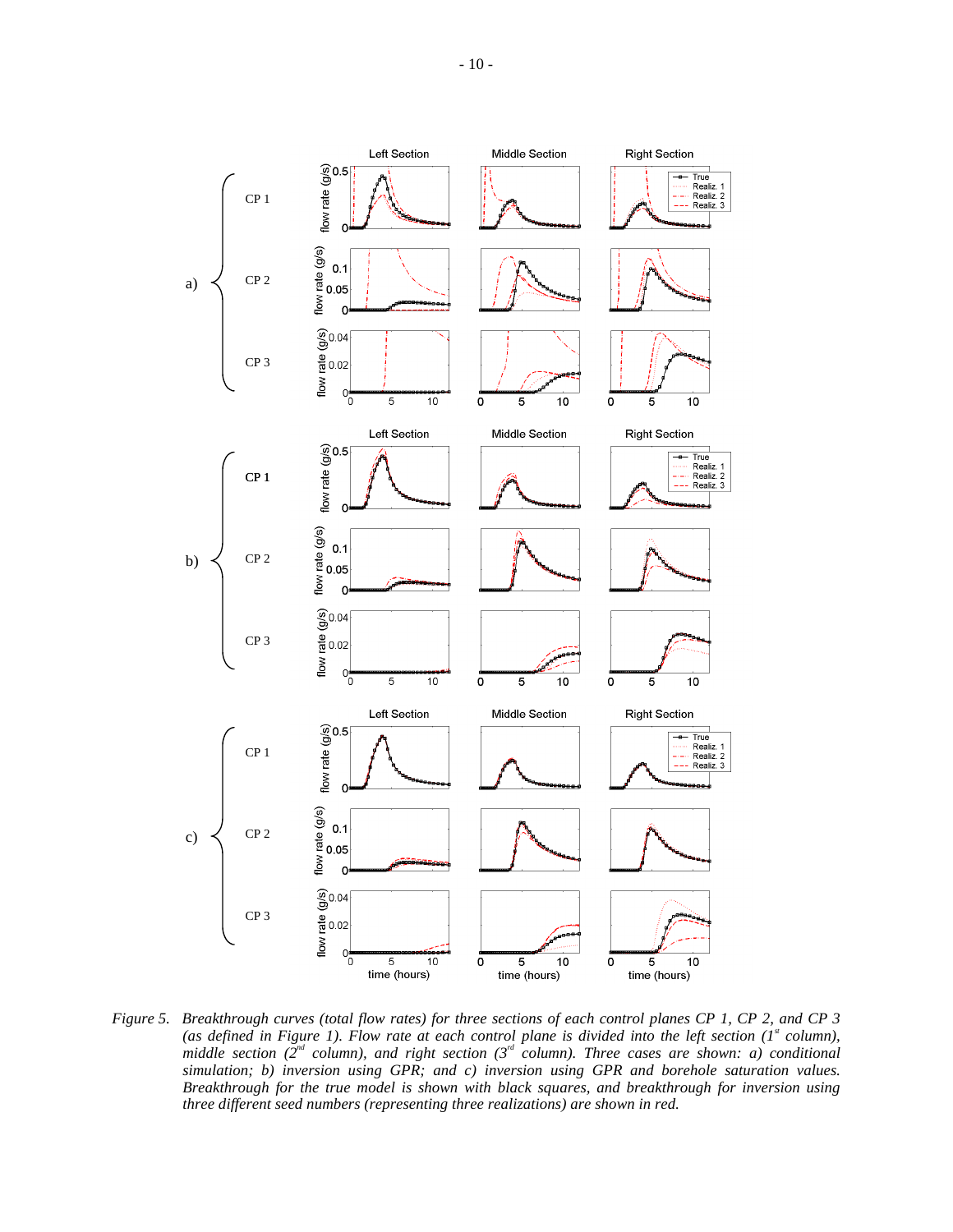a)

Left Section | Middle Section | Right Section

CP 1

CP 2

CP 3

flow rate (g/s)

0.5

0

0.1

0.05

0

0.04

0.02

0

0 5 10

True
Realiz. 1
Realiz. 2
Realiz. 3

b)

Left Section | Middle Section | Right Section

CP 1

CP 2

CP 3

flow rate (g/s)

0.5

0

0.1

0.05

0

0.04

0.02

0

0 5 10

True
Realiz. 1
Realiz. 2
Realiz. 3

c)

Left Section | Middle Section | Right Section

CP 1

CP 2

CP 3

flow rate (g/s)

0.5

0

0.1

0.05

0

0.04

0.02

0

0 5 10

time (hours)

True
Realiz. 1
Realiz. 2
Realiz. 3

*Figure 5. Breakthrough curves (total flow rates) for three sections of each control planes CP 1, CP 2, and CP 3 (as defined in Figure 1). Flow rate at each control plane is divided into the left section (1st column), middle section (2nd column), and right section (3rd column). Three cases are shown: a) conditional simulation; b) inversion using GPR; and c) inversion using GPR and borehole saturation values. Breakthrough for the true model is shown with black squares, and breakthrough for inversion using three different seed numbers (representing three realizations) are shown in red.*